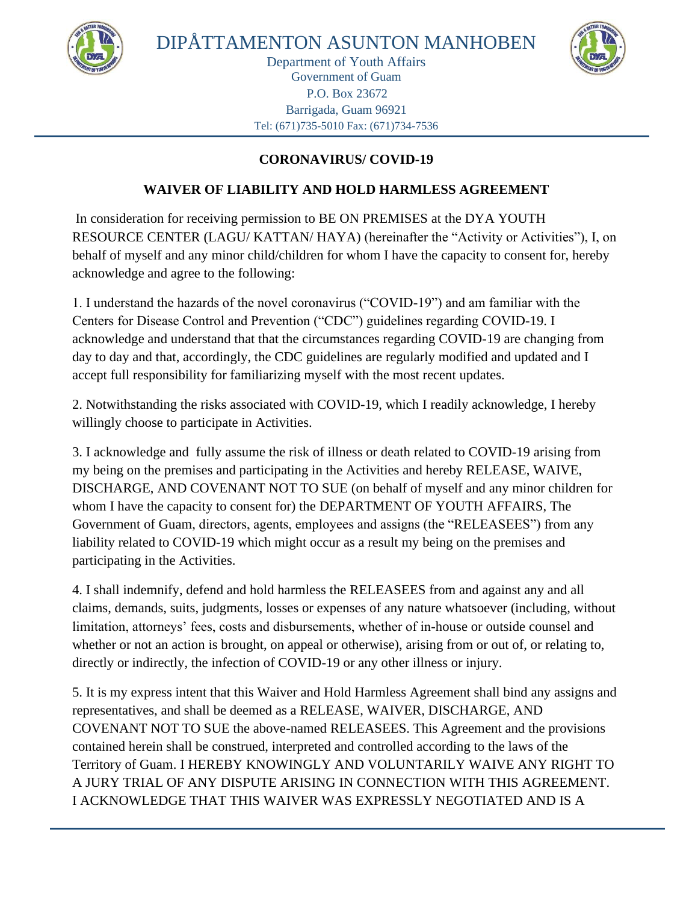# DIPÅTTAMENTON ASUNTON MANHOBEN

Department of Youth Affairs
Government of Guam
P.O. Box 23672
Barrigada, Guam 96921
Tel: (671)735-5010 Fax: (671)734-7536

## CORONAVIRUS/ COVID-19

## WAIVER OF LIABILITY AND HOLD HARMLESS AGREEMENT

In consideration for receiving permission to BE ON PREMISES at the DYA YOUTH RESOURCE CENTER (LAGU/ KATTAN/ HAYA) (hereinafter the "Activity or Activities"), I, on behalf of myself and any minor child/children for whom I have the capacity to consent for, hereby acknowledge and agree to the following:

1. I understand the hazards of the novel coronavirus ("COVID-19") and am familiar with the Centers for Disease Control and Prevention ("CDC") guidelines regarding COVID-19. I acknowledge and understand that that the circumstances regarding COVID-19 are changing from day to day and that, accordingly, the CDC guidelines are regularly modified and updated and I accept full responsibility for familiarizing myself with the most recent updates.

2. Notwithstanding the risks associated with COVID-19, which I readily acknowledge, I hereby willingly choose to participate in Activities.

3. I acknowledge and fully assume the risk of illness or death related to COVID-19 arising from my being on the premises and participating in the Activities and hereby RELEASE, WAIVE, DISCHARGE, AND COVENANT NOT TO SUE (on behalf of myself and any minor children for whom I have the capacity to consent for) the DEPARTMENT OF YOUTH AFFAIRS, The Government of Guam, directors, agents, employees and assigns (the "RELEASEES") from any liability related to COVID-19 which might occur as a result my being on the premises and participating in the Activities.

4. I shall indemnify, defend and hold harmless the RELEASEES from and against any and all claims, demands, suits, judgments, losses or expenses of any nature whatsoever (including, without limitation, attorneys' fees, costs and disbursements, whether of in-house or outside counsel and whether or not an action is brought, on appeal or otherwise), arising from or out of, or relating to, directly or indirectly, the infection of COVID-19 or any other illness or injury.

5. It is my express intent that this Waiver and Hold Harmless Agreement shall bind any assigns and representatives, and shall be deemed as a RELEASE, WAIVER, DISCHARGE, AND COVENANT NOT TO SUE the above-named RELEASEES. This Agreement and the provisions contained herein shall be construed, interpreted and controlled according to the laws of the Territory of Guam. I HEREBY KNOWINGLY AND VOLUNTARILY WAIVE ANY RIGHT TO A JURY TRIAL OF ANY DISPUTE ARISING IN CONNECTION WITH THIS AGREEMENT. I ACKNOWLEDGE THAT THIS WAIVER WAS EXPRESSLY NEGOTIATED AND IS A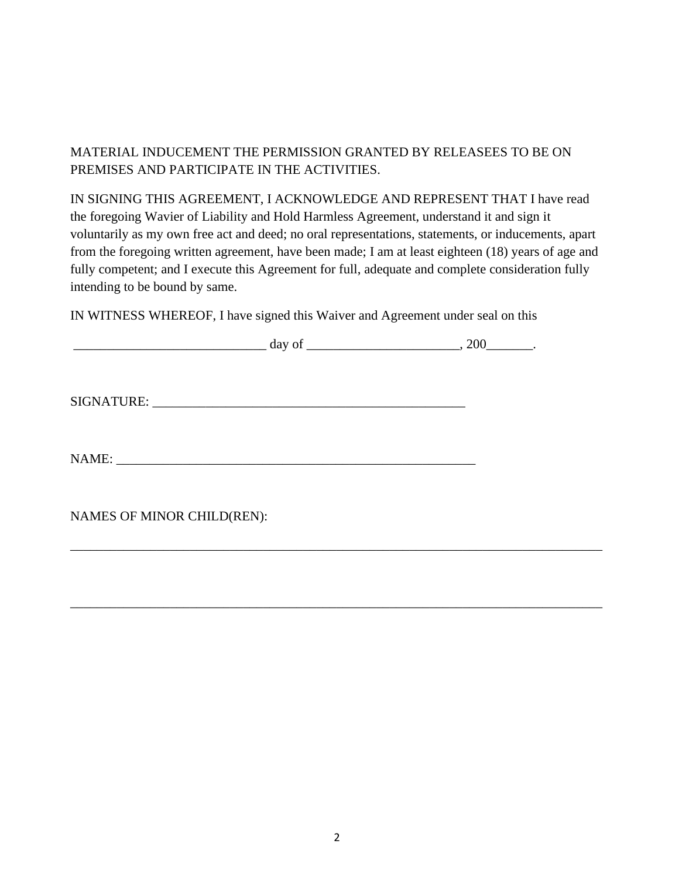MATERIAL INDUCEMENT THE PERMISSION GRANTED BY RELEASEES TO BE ON PREMISES AND PARTICIPATE IN THE ACTIVITIES.

IN SIGNING THIS AGREEMENT, I ACKNOWLEDGE AND REPRESENT THAT I have read the foregoing Wavier of Liability and Hold Harmless Agreement, understand it and sign it voluntarily as my own free act and deed; no oral representations, statements, or inducements, apart from the foregoing written agreement, have been made; I am at least eighteen (18) years of age and fully competent; and I execute this Agreement for full, adequate and complete consideration fully intending to be bound by same.

IN WITNESS WHEREOF, I have signed this Waiver and Agreement under seal on this

_____________________________ day of _______________________, 200_______.

SIGNATURE: _________________________________________________

NAME: _______________________________________________________

NAMES OF MINOR CHILD(REN):

_________________________________________________________________________________

_________________________________________________________________________________